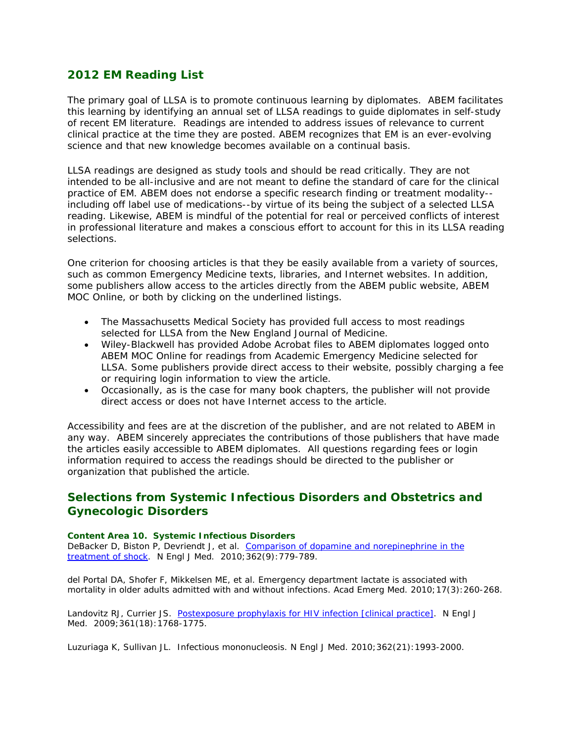## 2012 EM Reading List

The primary goal of LLSA is to promote continuous learning by diplomates. ABEM facilitates this learning by identifying an annual set of LLSA readings to guide diplomates in self-study of recent EM literature. Readings are intended to address issues of relevance to current clinical practice at the time they are posted. ABEM recognizes that EM is an ever-evolving science and that new knowledge becomes available on a continual basis.

LLSA readings are designed as study tools and should be read critically. They are not intended to be all-inclusive and are not meant to define the standard of care for the clinical practice of EM. ABEM does not endorse a specific research finding or treatment modality--including off label use of medications--by virtue of its being the subject of a selected LLSA reading. Likewise, ABEM is mindful of the potential for real or perceived conflicts of interest in professional literature and makes a conscious effort to account for this in its LLSA reading selections.

One criterion for choosing articles is that they be easily available from a variety of sources, such as common Emergency Medicine texts, libraries, and Internet websites. In addition, some publishers allow access to the articles directly from the ABEM public website, ABEM MOC Online, or both by clicking on the underlined listings.

- The Massachusetts Medical Society has provided full access to most readings selected for LLSA from the New England Journal of Medicine.
- Wiley-Blackwell has provided Adobe Acrobat files to ABEM diplomates logged onto ABEM MOC Online for readings from Academic Emergency Medicine selected for LLSA. Some publishers provide direct access to their website, possibly charging a fee or requiring login information to view the article.
- Occasionally, as is the case for many book chapters, the publisher will not provide direct access or does not have Internet access to the article.

Accessibility and fees are at the discretion of the publisher, and are not related to ABEM in any way. ABEM sincerely appreciates the contributions of those publishers that have made the articles easily accessible to ABEM diplomates. All questions regarding fees or login information required to access the readings should be directed to the publisher or organization that published the article.

## Selections from Systemic Infectious Disorders and Obstetrics and Gynecologic Disorders

#### Content Area 10. Systemic Infectious Disorders

DeBacker D, Biston P, Devriendt J, et al. Comparison of dopamine and norepinephrine in the treatment of shock. N Engl J Med. 2010;362(9):779-789.

del Portal DA, Shofer F, Mikkelsen ME, et al. Emergency department lactate is associated with mortality in older adults admitted with and without infections. Acad Emerg Med. 2010;17(3):260-268.

Landovitz RJ, Currier JS. Postexposure prophylaxis for HIV infection [clinical practice]. N Engl J Med. 2009;361(18):1768-1775.

Luzuriaga K, Sullivan JL. Infectious mononucleosis. N Engl J Med. 2010;362(21):1993-2000.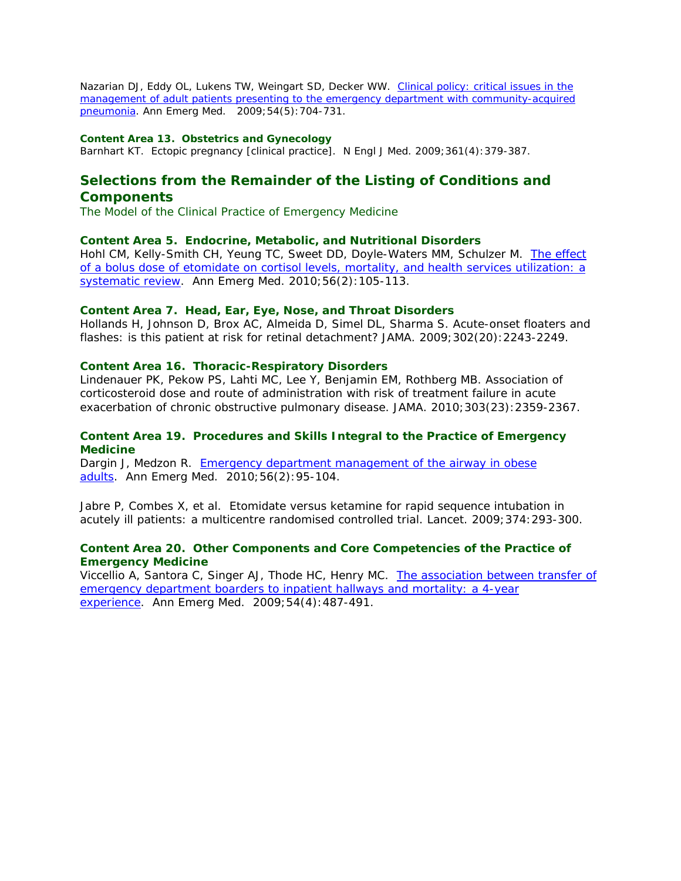Nazarian DJ, Eddy OL, Lukens TW, Weingart SD, Decker WW. Clinical policy: critical issues in the management of adult patients presenting to the emergency department with community-acquired pneumonia. Ann Emerg Med. 2009;54(5):704-731.

**Content Area 13. Obstetrics and Gynecology**

Barnhart KT. Ectopic pregnancy [clinical practice]. N Engl J Med. 2009;361(4):379-387.

## Selections from the Remainder of the Listing of Conditions and Components

The Model of the Clinical Practice of Emergency Medicine

**Content Area 5. Endocrine, Metabolic, and Nutritional Disorders**

Hohl CM, Kelly-Smith CH, Yeung TC, Sweet DD, Doyle-Waters MM, Schulzer M. The effect of a bolus dose of etomidate on cortisol levels, mortality, and health services utilization: a systematic review. Ann Emerg Med. 2010;56(2):105-113.

**Content Area 7. Head, Ear, Eye, Nose, and Throat Disorders**

Hollands H, Johnson D, Brox AC, Almeida D, Simel DL, Sharma S. Acute-onset floaters and flashes: is this patient at risk for retinal detachment? JAMA. 2009;302(20):2243-2249.

**Content Area 16. Thoracic-Respiratory Disorders**

Lindenauer PK, Pekow PS, Lahti MC, Lee Y, Benjamin EM, Rothberg MB. Association of corticosteroid dose and route of administration with risk of treatment failure in acute exacerbation of chronic obstructive pulmonary disease. JAMA. 2010;303(23):2359-2367.

**Content Area 19. Procedures and Skills Integral to the Practice of Emergency Medicine**

Dargin J, Medzon R. Emergency department management of the airway in obese adults. Ann Emerg Med. 2010;56(2):95-104.

Jabre P, Combes X, et al. Etomidate versus ketamine for rapid sequence intubation in acutely ill patients: a multicentre randomised controlled trial. Lancet. 2009;374:293-300.

**Content Area 20. Other Components and Core Competencies of the Practice of Emergency Medicine**

Viccellio A, Santora C, Singer AJ, Thode HC, Henry MC. The association between transfer of emergency department boarders to inpatient hallways and mortality: a 4-year experience. Ann Emerg Med. 2009;54(4):487-491.